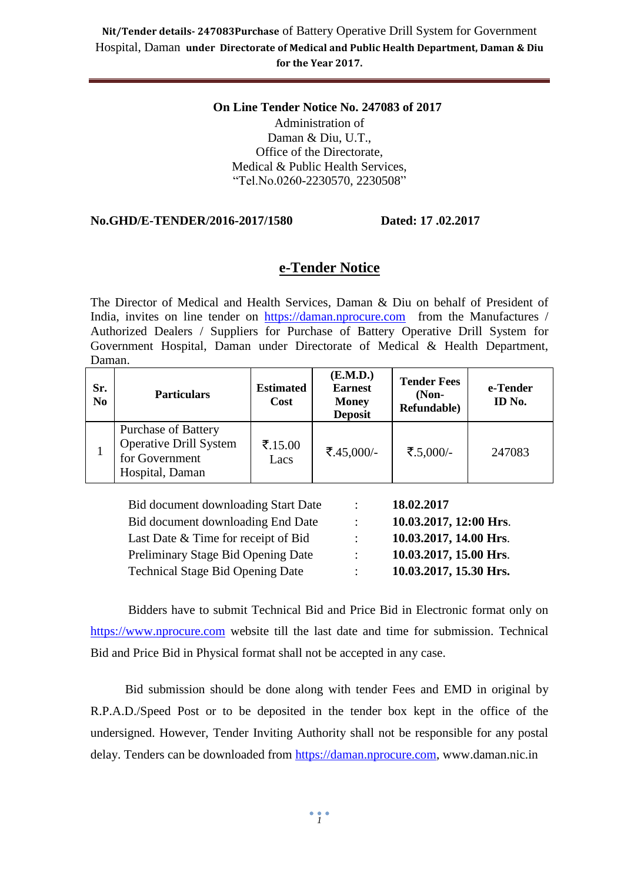**Nit/Tender details- 247083Purchase** of Battery Operative Drill System for Government Hospital, Daman **under Directorate of Medical and Public Health Department, Daman & Diu for the Year 2017.**

**On Line Tender Notice No. 247083 of 2017**
Administration of
Daman & Diu, U.T.,
Office of the Directorate,
Medical & Public Health Services,
"Tel.No.0260-2230570, 2230508"

**No.GHD/E-TENDER/2016-2017/1580** **Dated: 17 .02.2017**

## e-Tender Notice

The Director of Medical and Health Services, Daman & Diu on behalf of President of India, invites on line tender on https://daman.nprocure.com from the Manufactures / Authorized Dealers / Suppliers for Purchase of Battery Operative Drill System for Government Hospital, Daman under Directorate of Medical & Health Department, Daman.

| Sr. No | Particulars | Estimated Cost | (E.M.D.) Earnest Money Deposit | Tender Fees (Non-Refundable) | e-Tender ID No. |
|---|---|---|---|---|---|
| 1 | Purchase of Battery Operative Drill System for Government Hospital, Daman | ₹.15.00 Lacs | ₹.45,000/- | ₹.5,000/- | 247083 |

| | | |
|---|---|---|
| Bid document downloading Start Date | : | **18.02.2017** |
| Bid document downloading End Date | : | **10.03.2017, 12:00 Hrs.** |
| Last Date & Time for receipt of Bid | : | **10.03.2017, 14.00 Hrs.** |
| Preliminary Stage Bid Opening Date | : | **10.03.2017, 15.00 Hrs.** |
| Technical Stage Bid Opening Date | : | **10.03.2017, 15.30 Hrs.** |

Bidders have to submit Technical Bid and Price Bid in Electronic format only on https://www.nprocure.com website till the last date and time for submission. Technical Bid and Price Bid in Physical format shall not be accepted in any case.

Bid submission should be done along with tender Fees and EMD in original by R.P.A.D./Speed Post or to be deposited in the tender box kept in the office of the undersigned. However, Tender Inviting Authority shall not be responsible for any postal delay. Tenders can be downloaded from https://daman.nprocure.com, www.daman.nic.in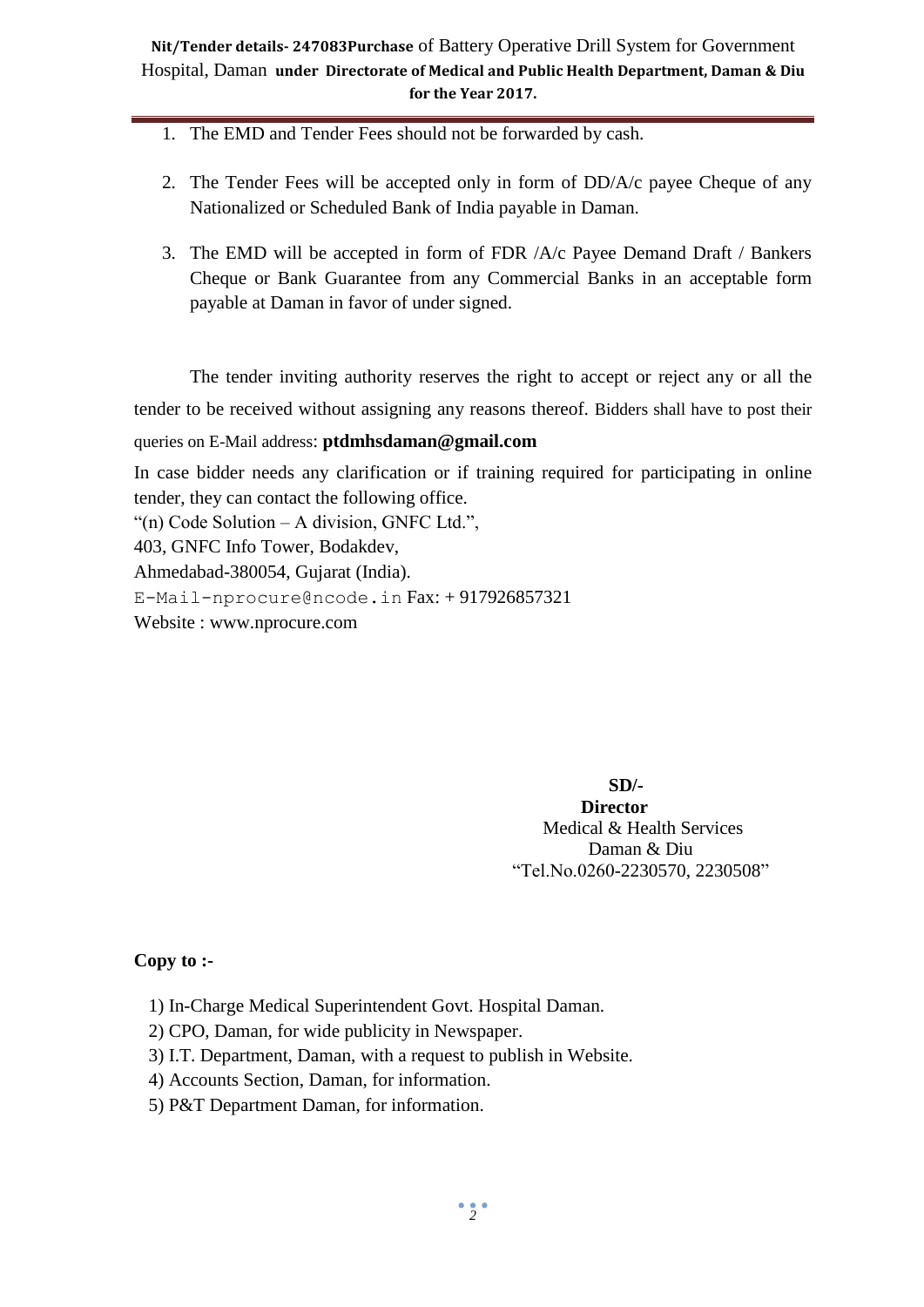1. The EMD and Tender Fees should not be forwarded by cash.

2. The Tender Fees will be accepted only in form of DD/A/c payee Cheque of any Nationalized or Scheduled Bank of India payable in Daman.

3. The EMD will be accepted in form of FDR /A/c Payee Demand Draft / Bankers Cheque or Bank Guarantee from any Commercial Banks in an acceptable form payable at Daman in favor of under signed.

The tender inviting authority reserves the right to accept or reject any or all the tender to be received without assigning any reasons thereof. Bidders shall have to post their queries on E-Mail address: **ptdmhsdaman@gmail.com**

In case bidder needs any clarification or if training required for participating in online tender, they can contact the following office.

"(n) Code Solution – A division, GNFC Ltd.",
403, GNFC Info Tower, Bodakdev,
Ahmedabad-380054, Gujarat (India).
E-Mail-nprocure@ncode.in Fax: + 917926857321
Website : www.nprocure.com

**SD/-**
**Director**
Medical & Health Services
Daman & Diu
"Tel.No.0260-2230570, 2230508"

**Copy to :-**

1) In-Charge Medical Superintendent Govt. Hospital Daman.
2) CPO, Daman, for wide publicity in Newspaper.
3) I.T. Department, Daman, with a request to publish in Website.
4) Accounts Section, Daman, for information.
5) P&T Department Daman, for information.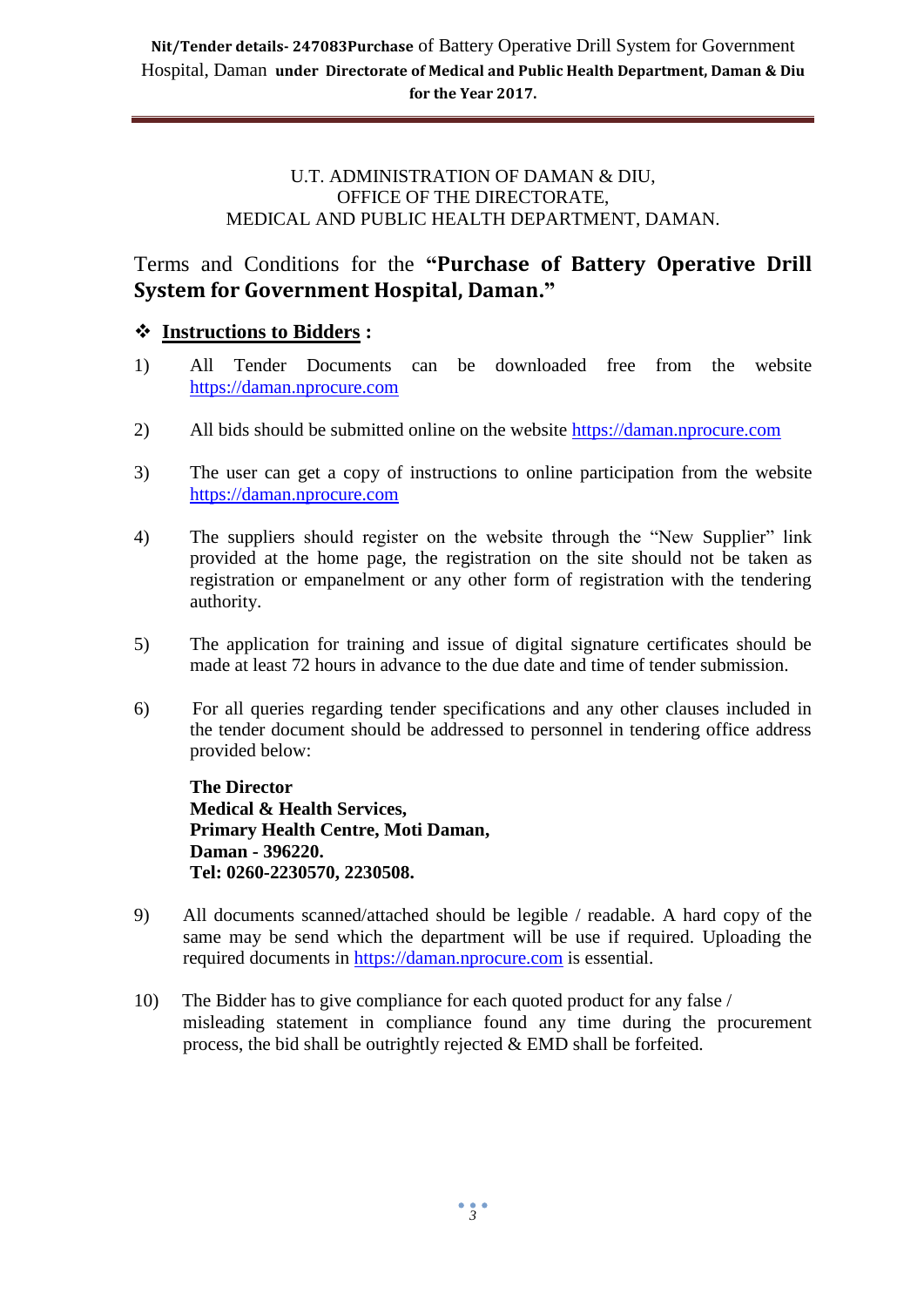U.T. ADMINISTRATION OF DAMAN & DIU,
OFFICE OF THE DIRECTORATE,
MEDICAL AND PUBLIC HEALTH DEPARTMENT, DAMAN.

## Terms and Conditions for the **"Purchase of Battery Operative Drill System for Government Hospital, Daman."**

### ❖ **Instructions to Bidders :**

1) All Tender Documents can be downloaded free from the website https://daman.nprocure.com

2) All bids should be submitted online on the website https://daman.nprocure.com

3) The user can get a copy of instructions to online participation from the website https://daman.nprocure.com

4) The suppliers should register on the website through the "New Supplier" link provided at the home page, the registration on the site should not be taken as registration or empanelment or any other form of registration with the tendering authority.

5) The application for training and issue of digital signature certificates should be made at least 72 hours in advance to the due date and time of tender submission.

6) For all queries regarding tender specifications and any other clauses included in the tender document should be addressed to personnel in tendering office address provided below:

   **The Director**
   **Medical & Health Services,**
   **Primary Health Centre, Moti Daman,**
   **Daman - 396220.**
   **Tel: 0260-2230570, 2230508.**

9) All documents scanned/attached should be legible / readable. A hard copy of the same may be send which the department will be use if required. Uploading the required documents in https://daman.nprocure.com is essential.

10) The Bidder has to give compliance for each quoted product for any false / misleading statement in compliance found any time during the procurement process, the bid shall be outrightly rejected & EMD shall be forfeited.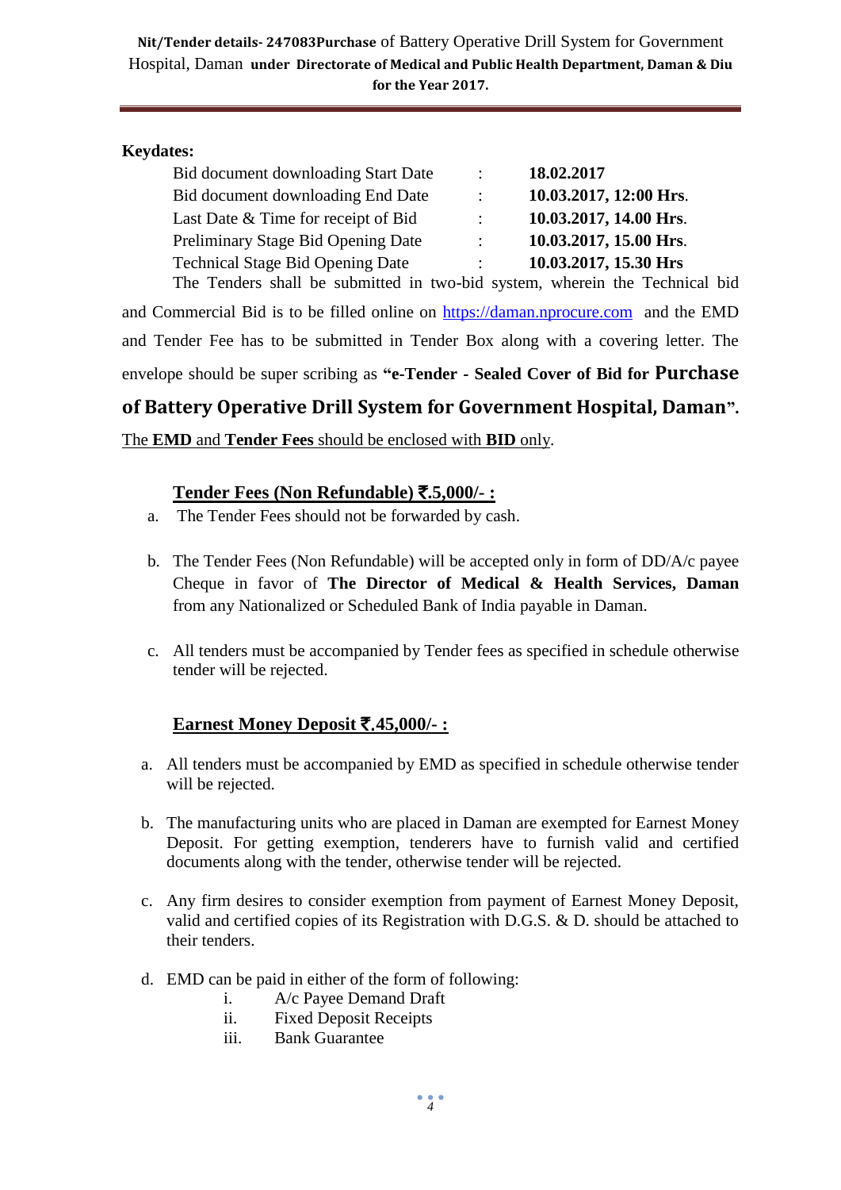**Keydates:**

| | | |
|---|---|---|
| Bid document downloading Start Date | : | **18.02.2017** |
| Bid document downloading End Date | : | **10.03.2017, 12:00 Hrs**. |
| Last Date & Time for receipt of Bid | : | **10.03.2017, 14.00 Hrs**. |
| Preliminary Stage Bid Opening Date | : | **10.03.2017, 15.00 Hrs**. |
| Technical Stage Bid Opening Date | : | **10.03.2017, 15.30 Hrs** |

The Tenders shall be submitted in two-bid system, wherein the Technical bid and Commercial Bid is to be filled online on https://daman.nprocure.com and the EMD and Tender Fee has to be submitted in Tender Box along with a covering letter. The envelope should be super scribing as **"e-Tender - Sealed Cover of Bid for Purchase of Battery Operative Drill System for Government Hospital, Daman".**

The **EMD** and **Tender Fees** should be enclosed with **BID** only.

**Tender Fees (Non Refundable) ₹.5,000/- :**

a. The Tender Fees should not be forwarded by cash.

b. The Tender Fees (Non Refundable) will be accepted only in form of DD/A/c payee Cheque in favor of **The Director of Medical & Health Services, Daman** from any Nationalized or Scheduled Bank of India payable in Daman.

c. All tenders must be accompanied by Tender fees as specified in schedule otherwise tender will be rejected.

**Earnest Money Deposit ₹.45,000/- :**

a. All tenders must be accompanied by EMD as specified in schedule otherwise tender will be rejected.

b. The manufacturing units who are placed in Daman are exempted for Earnest Money Deposit. For getting exemption, tenderers have to furnish valid and certified documents along with the tender, otherwise tender will be rejected.

c. Any firm desires to consider exemption from payment of Earnest Money Deposit, valid and certified copies of its Registration with D.G.S. & D. should be attached to their tenders.

d. EMD can be paid in either of the form of following:
   i. A/c Payee Demand Draft
   ii. Fixed Deposit Receipts
   iii. Bank Guarantee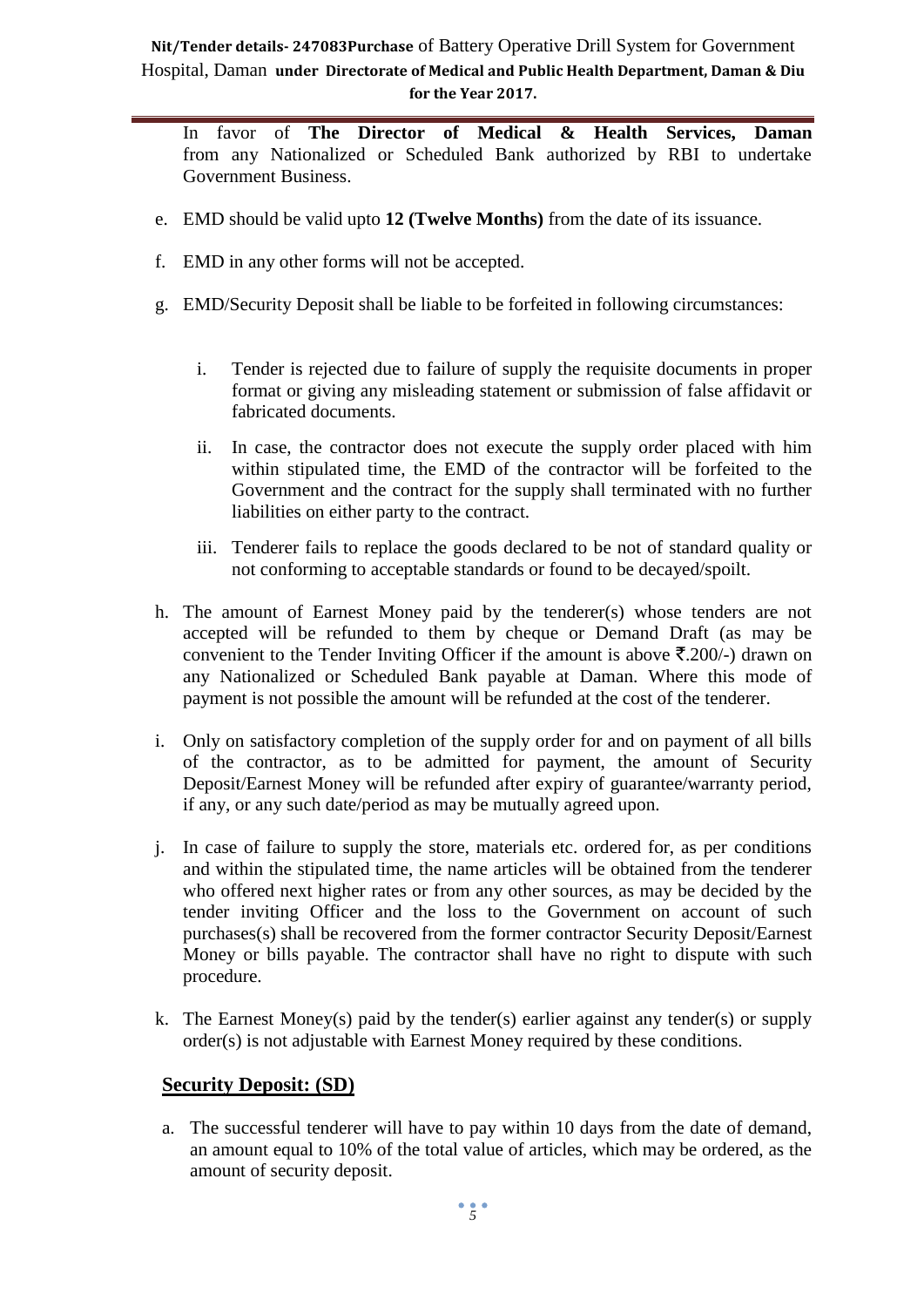In favor of **The Director of Medical & Health Services, Daman** from any Nationalized or Scheduled Bank authorized by RBI to undertake Government Business.

e. EMD should be valid upto **12 (Twelve Months)** from the date of its issuance.

f. EMD in any other forms will not be accepted.

g. EMD/Security Deposit shall be liable to be forfeited in following circumstances:

   i. Tender is rejected due to failure of supply the requisite documents in proper format or giving any misleading statement or submission of false affidavit or fabricated documents.

   ii. In case, the contractor does not execute the supply order placed with him within stipulated time, the EMD of the contractor will be forfeited to the Government and the contract for the supply shall terminated with no further liabilities on either party to the contract.

   iii. Tenderer fails to replace the goods declared to be not of standard quality or not conforming to acceptable standards or found to be decayed/spoilt.

h. The amount of Earnest Money paid by the tenderer(s) whose tenders are not accepted will be refunded to them by cheque or Demand Draft (as may be convenient to the Tender Inviting Officer if the amount is above ₹.200/-) drawn on any Nationalized or Scheduled Bank payable at Daman. Where this mode of payment is not possible the amount will be refunded at the cost of the tenderer.

i. Only on satisfactory completion of the supply order for and on payment of all bills of the contractor, as to be admitted for payment, the amount of Security Deposit/Earnest Money will be refunded after expiry of guarantee/warranty period, if any, or any such date/period as may be mutually agreed upon.

j. In case of failure to supply the store, materials etc. ordered for, as per conditions and within the stipulated time, the name articles will be obtained from the tenderer who offered next higher rates or from any other sources, as may be decided by the tender inviting Officer and the loss to the Government on account of such purchases(s) shall be recovered from the former contractor Security Deposit/Earnest Money or bills payable. The contractor shall have no right to dispute with such procedure.

k. The Earnest Money(s) paid by the tender(s) earlier against any tender(s) or supply order(s) is not adjustable with Earnest Money required by these conditions.

**Security Deposit: (SD)**

a. The successful tenderer will have to pay within 10 days from the date of demand, an amount equal to 10% of the total value of articles, which may be ordered, as the amount of security deposit.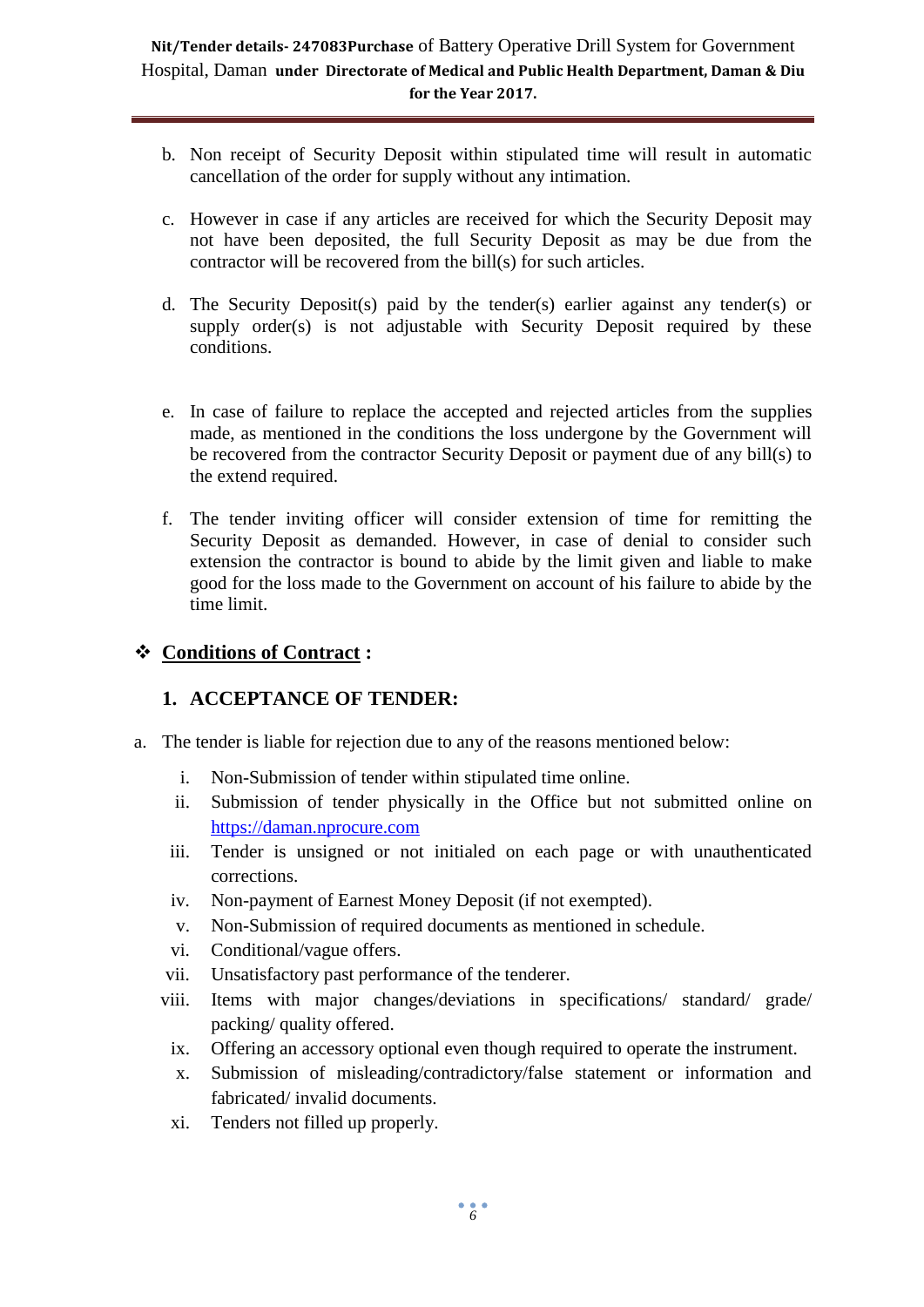b. Non receipt of Security Deposit within stipulated time will result in automatic cancellation of the order for supply without any intimation.

c. However in case if any articles are received for which the Security Deposit may not have been deposited, the full Security Deposit as may be due from the contractor will be recovered from the bill(s) for such articles.

d. The Security Deposit(s) paid by the tender(s) earlier against any tender(s) or supply order(s) is not adjustable with Security Deposit required by these conditions.

e. In case of failure to replace the accepted and rejected articles from the supplies made, as mentioned in the conditions the loss undergone by the Government will be recovered from the contractor Security Deposit or payment due of any bill(s) to the extend required.

f. The tender inviting officer will consider extension of time for remitting the Security Deposit as demanded. However, in case of denial to consider such extension the contractor is bound to abide by the limit given and liable to make good for the loss made to the Government on account of his failure to abide by the time limit.

## ❖ **Conditions of Contract :**

### 1. ACCEPTANCE OF TENDER:

a. The tender is liable for rejection due to any of the reasons mentioned below:

   i. Non-Submission of tender within stipulated time online.
   ii. Submission of tender physically in the Office but not submitted online on https://daman.nprocure.com
   iii. Tender is unsigned or not initialed on each page or with unauthenticated corrections.
   iv. Non-payment of Earnest Money Deposit (if not exempted).
   v. Non-Submission of required documents as mentioned in schedule.
   vi. Conditional/vague offers.
   vii. Unsatisfactory past performance of the tenderer.
   viii. Items with major changes/deviations in specifications/ standard/ grade/ packing/ quality offered.
   ix. Offering an accessory optional even though required to operate the instrument.
   x. Submission of misleading/contradictory/false statement or information and fabricated/ invalid documents.
   xi. Tenders not filled up properly.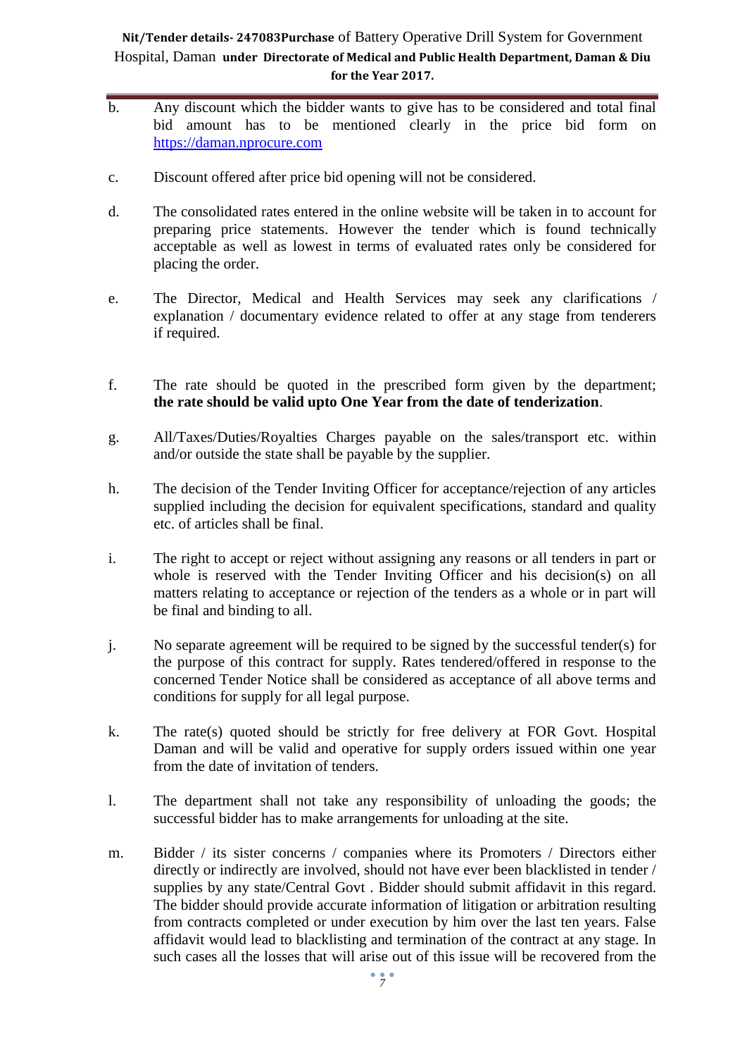b. Any discount which the bidder wants to give has to be considered and total final bid amount has to be mentioned clearly in the price bid form on https://daman.nprocure.com

c. Discount offered after price bid opening will not be considered.

d. The consolidated rates entered in the online website will be taken in to account for preparing price statements. However the tender which is found technically acceptable as well as lowest in terms of evaluated rates only be considered for placing the order.

e. The Director, Medical and Health Services may seek any clarifications / explanation / documentary evidence related to offer at any stage from tenderers if required.

f. The rate should be quoted in the prescribed form given by the department; **the rate should be valid upto One Year from the date of tenderization**.

g. All/Taxes/Duties/Royalties Charges payable on the sales/transport etc. within and/or outside the state shall be payable by the supplier.

h. The decision of the Tender Inviting Officer for acceptance/rejection of any articles supplied including the decision for equivalent specifications, standard and quality etc. of articles shall be final.

i. The right to accept or reject without assigning any reasons or all tenders in part or whole is reserved with the Tender Inviting Officer and his decision(s) on all matters relating to acceptance or rejection of the tenders as a whole or in part will be final and binding to all.

j. No separate agreement will be required to be signed by the successful tender(s) for the purpose of this contract for supply. Rates tendered/offered in response to the concerned Tender Notice shall be considered as acceptance of all above terms and conditions for supply for all legal purpose.

k. The rate(s) quoted should be strictly for free delivery at FOR Govt. Hospital Daman and will be valid and operative for supply orders issued within one year from the date of invitation of tenders.

l. The department shall not take any responsibility of unloading the goods; the successful bidder has to make arrangements for unloading at the site.

m. Bidder / its sister concerns / companies where its Promoters / Directors either directly or indirectly are involved, should not have ever been blacklisted in tender / supplies by any state/Central Govt . Bidder should submit affidavit in this regard. The bidder should provide accurate information of litigation or arbitration resulting from contracts completed or under execution by him over the last ten years. False affidavit would lead to blacklisting and termination of the contract at any stage. In such cases all the losses that will arise out of this issue will be recovered from the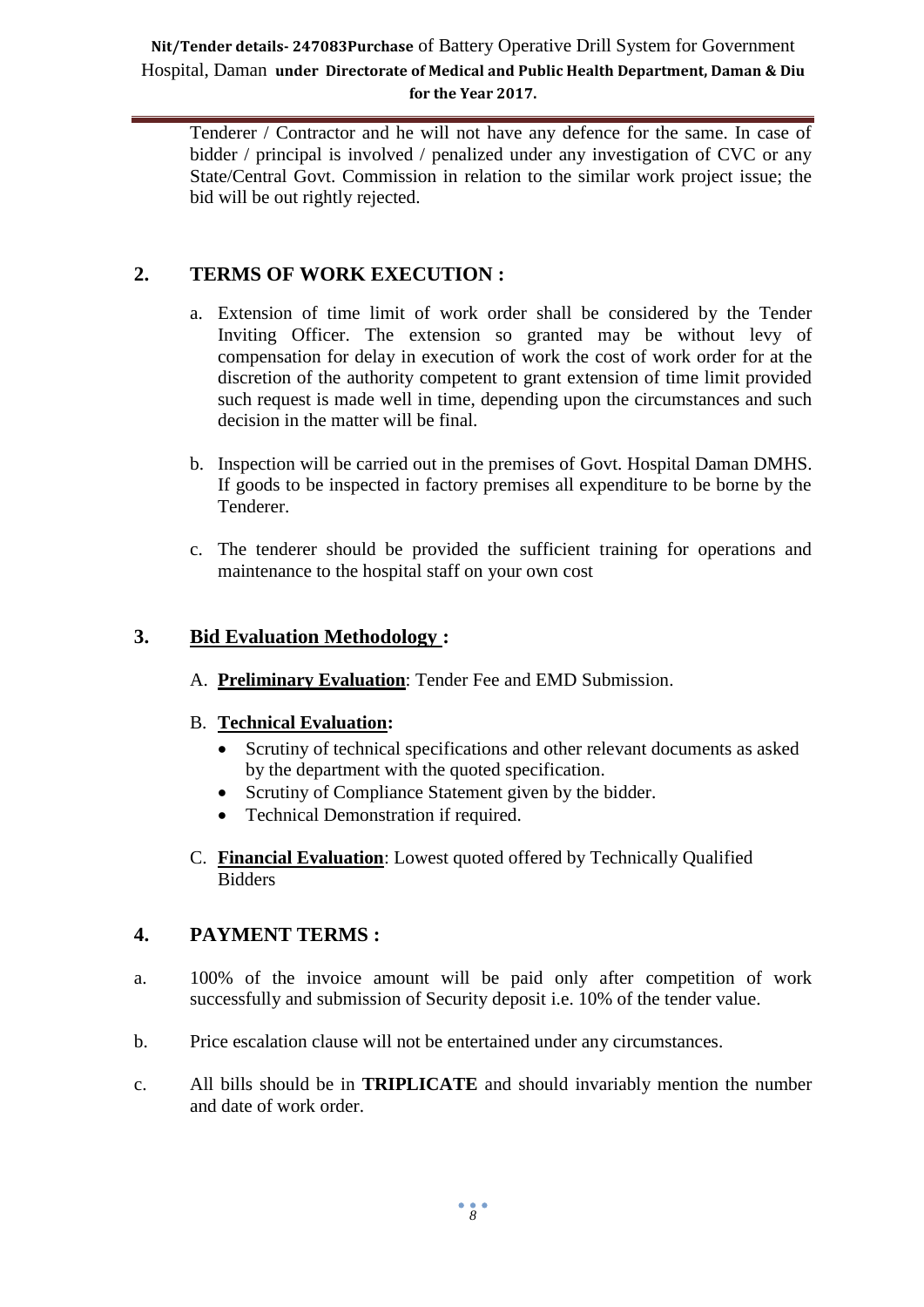Tenderer / Contractor and he will not have any defence for the same. In case of bidder / principal is involved / penalized under any investigation of CVC or any State/Central Govt. Commission in relation to the similar work project issue; the bid will be out rightly rejected.

## 2. TERMS OF WORK EXECUTION :

a. Extension of time limit of work order shall be considered by the Tender Inviting Officer. The extension so granted may be without levy of compensation for delay in execution of work the cost of work order for at the discretion of the authority competent to grant extension of time limit provided such request is made well in time, depending upon the circumstances and such decision in the matter will be final.

b. Inspection will be carried out in the premises of Govt. Hospital Daman DMHS. If goods to be inspected in factory premises all expenditure to be borne by the Tenderer.

c. The tenderer should be provided the sufficient training for operations and maintenance to the hospital staff on your own cost

## 3. Bid Evaluation Methodology :

A. **Preliminary Evaluation**: Tender Fee and EMD Submission.

B. **Technical Evaluation:**
- Scrutiny of technical specifications and other relevant documents as asked by the department with the quoted specification.
- Scrutiny of Compliance Statement given by the bidder.
- Technical Demonstration if required.

C. **Financial Evaluation**: Lowest quoted offered by Technically Qualified Bidders

## 4. PAYMENT TERMS :

a. 100% of the invoice amount will be paid only after competition of work successfully and submission of Security deposit i.e. 10% of the tender value.

b. Price escalation clause will not be entertained under any circumstances.

c. All bills should be in **TRIPLICATE** and should invariably mention the number and date of work order.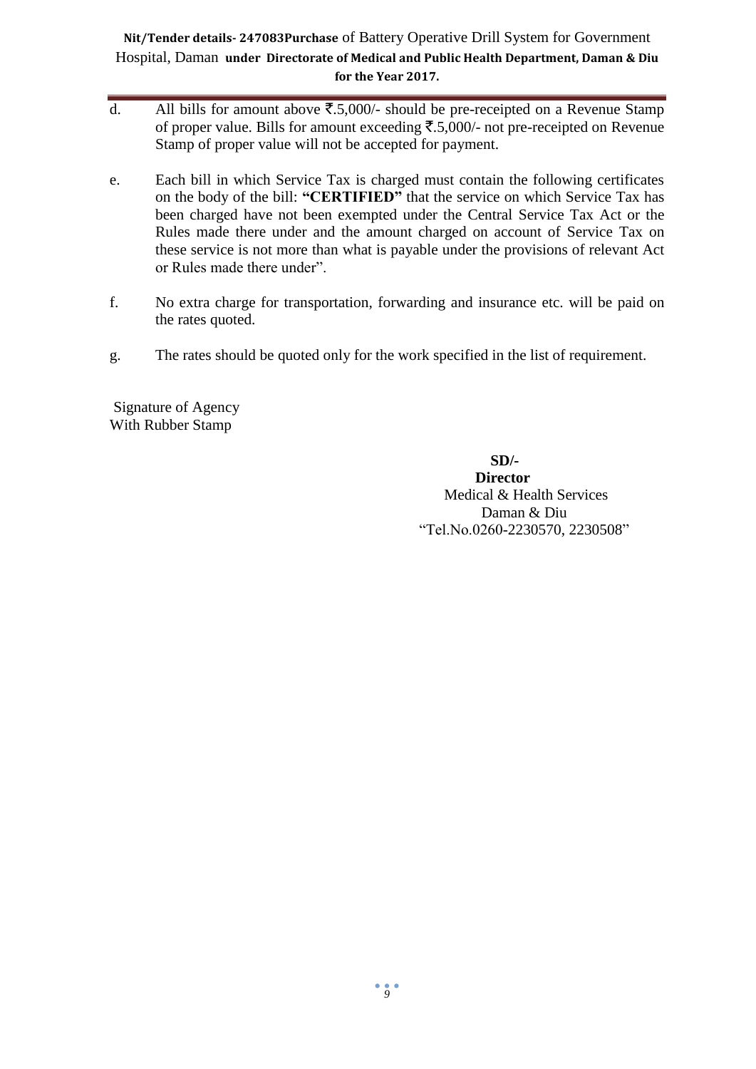d. All bills for amount above ₹.5,000/- should be pre-receipted on a Revenue Stamp of proper value. Bills for amount exceeding ₹.5,000/- not pre-receipted on Revenue Stamp of proper value will not be accepted for payment.

e. Each bill in which Service Tax is charged must contain the following certificates on the body of the bill: **"CERTIFIED"** that the service on which Service Tax has been charged have not been exempted under the Central Service Tax Act or the Rules made there under and the amount charged on account of Service Tax on these service is not more than what is payable under the provisions of relevant Act or Rules made there under".

f. No extra charge for transportation, forwarding and insurance etc. will be paid on the rates quoted.

g. The rates should be quoted only for the work specified in the list of requirement.

Signature of Agency
With Rubber Stamp

**SD/-**
**Director**
Medical & Health Services
Daman & Diu
"Tel.No.0260-2230570, 2230508"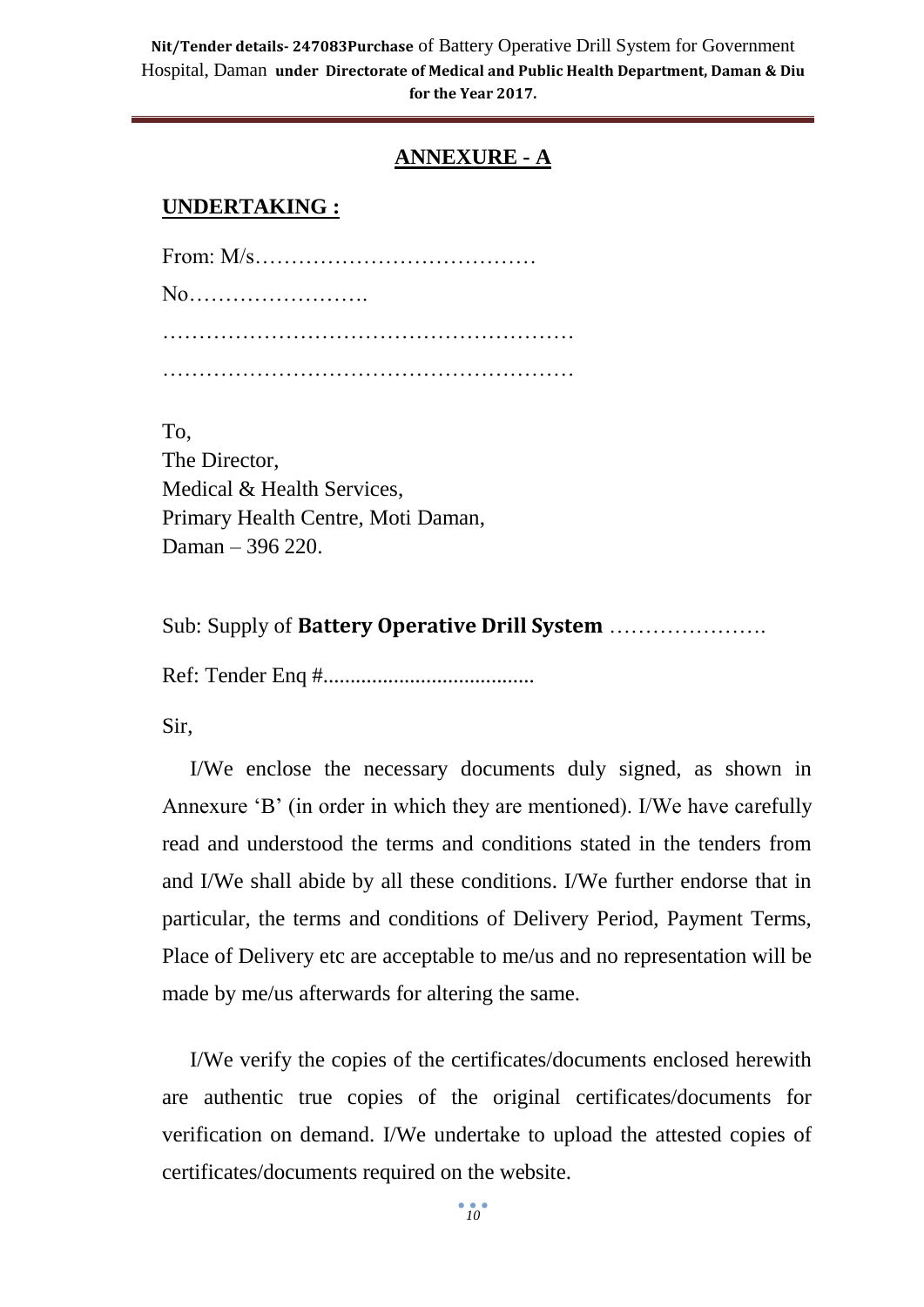## ANNEXURE - A

**UNDERTAKING :**

From: M/s…………………………………

No…………………….

…………………………………………………

…………………………………………………

To,
The Director,
Medical & Health Services,
Primary Health Centre, Moti Daman,
Daman – 396 220.

Sub: Supply of **Battery Operative Drill System** ………………….

Ref: Tender Enq #.......................................

Sir,

I/We enclose the necessary documents duly signed, as shown in Annexure 'B' (in order in which they are mentioned). I/We have carefully read and understood the terms and conditions stated in the tenders from and I/We shall abide by all these conditions. I/We further endorse that in particular, the terms and conditions of Delivery Period, Payment Terms, Place of Delivery etc are acceptable to me/us and no representation will be made by me/us afterwards for altering the same.

I/We verify the copies of the certificates/documents enclosed herewith are authentic true copies of the original certificates/documents for verification on demand. I/We undertake to upload the attested copies of certificates/documents required on the website.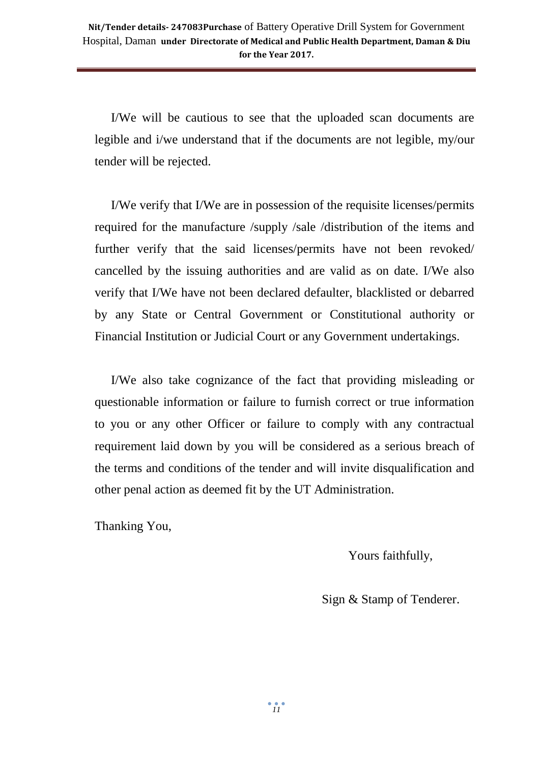I/We will be cautious to see that the uploaded scan documents are legible and i/we understand that if the documents are not legible, my/our tender will be rejected.

I/We verify that I/We are in possession of the requisite licenses/permits required for the manufacture /supply /sale /distribution of the items and further verify that the said licenses/permits have not been revoked/ cancelled by the issuing authorities and are valid as on date. I/We also verify that I/We have not been declared defaulter, blacklisted or debarred by any State or Central Government or Constitutional authority or Financial Institution or Judicial Court or any Government undertakings.

I/We also take cognizance of the fact that providing misleading or questionable information or failure to furnish correct or true information to you or any other Officer or failure to comply with any contractual requirement laid down by you will be considered as a serious breach of the terms and conditions of the tender and will invite disqualification and other penal action as deemed fit by the UT Administration.

Thanking You,

Yours faithfully,

Sign & Stamp of Tenderer.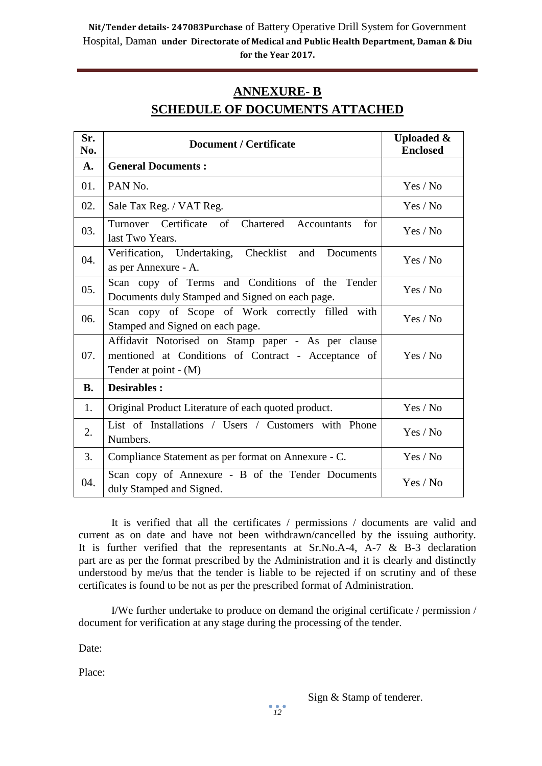## ANNEXURE- B

## SCHEDULE OF DOCUMENTS ATTACHED

| Sr. No. | Document / Certificate | Uploaded & Enclosed |
|---|---|---|
| **A.** | **General Documents :** | |
| 01. | PAN No. | Yes / No |
| 02. | Sale Tax Reg. / VAT Reg. | Yes / No |
| 03. | Turnover Certificate of Chartered Accountants for last Two Years. | Yes / No |
| 04. | Verification, Undertaking, Checklist and Documents as per Annexure - A. | Yes / No |
| 05. | Scan copy of Terms and Conditions of the Tender Documents duly Stamped and Signed on each page. | Yes / No |
| 06. | Scan copy of Scope of Work correctly filled with Stamped and Signed on each page. | Yes / No |
| 07. | Affidavit Notorised on Stamp paper - As per clause mentioned at Conditions of Contract - Acceptance of Tender at point - (M) | Yes / No |
| **B.** | **Desirables :** | |
| 1. | Original Product Literature of each quoted product. | Yes / No |
| 2. | List of Installations / Users / Customers with Phone Numbers. | Yes / No |
| 3. | Compliance Statement as per format on Annexure - C. | Yes / No |
| 04. | Scan copy of Annexure - B of the Tender Documents duly Stamped and Signed. | Yes / No |

It is verified that all the certificates / permissions / documents are valid and current as on date and have not been withdrawn/cancelled by the issuing authority. It is further verified that the representants at Sr.No.A-4, A-7 & B-3 declaration part are as per the format prescribed by the Administration and it is clearly and distinctly understood by me/us that the tender is liable to be rejected if on scrutiny and of these certificates is found to be not as per the prescribed format of Administration.

I/We further undertake to produce on demand the original certificate / permission / document for verification at any stage during the processing of the tender.

Date:

Place:

Sign & Stamp of tenderer.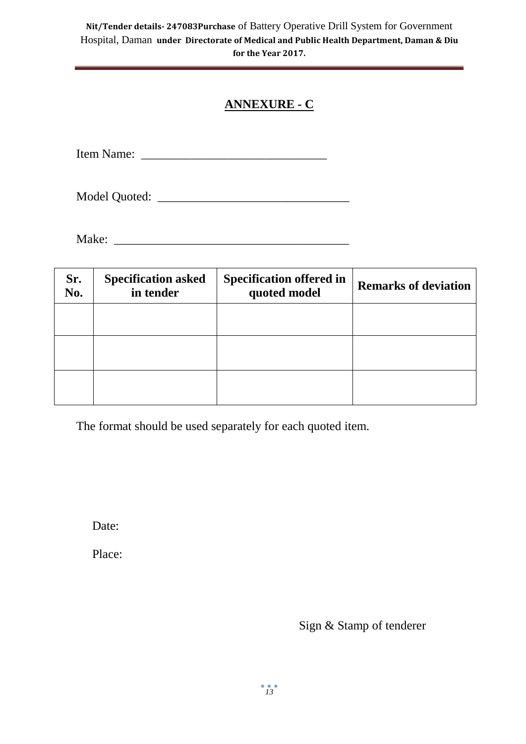## ANNEXURE - C

Item Name: ______________________________

Model Quoted: _______________________________

Make: ______________________________________

| Sr. No. | Specification asked in tender | Specification offered in quoted model | Remarks of deviation |
|---|---|---|---|
| | | | |
| | | | |
| | | | |

The format should be used separately for each quoted item.

Date:

Place:

Sign & Stamp of tenderer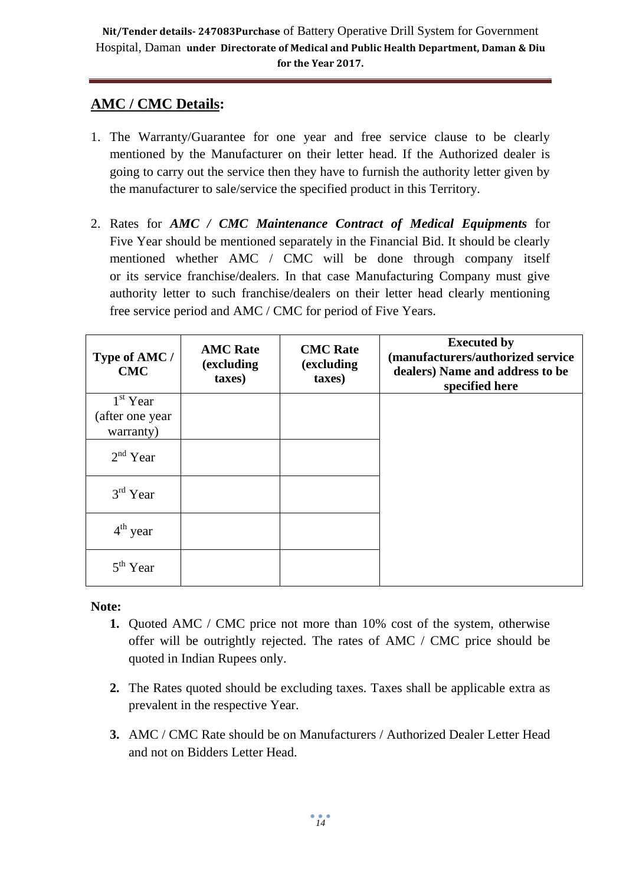## AMC / CMC Details:

1. The Warranty/Guarantee for one year and free service clause to be clearly mentioned by the Manufacturer on their letter head. If the Authorized dealer is going to carry out the service then they have to furnish the authority letter given by the manufacturer to sale/service the specified product in this Territory.

2. Rates for ***AMC / CMC Maintenance Contract of Medical Equipments*** for Five Year should be mentioned separately in the Financial Bid. It should be clearly mentioned whether AMC / CMC will be done through company itself or its service franchise/dealers. In that case Manufacturing Company must give authority letter to such franchise/dealers on their letter head clearly mentioning free service period and AMC / CMC for period of Five Years.

| Type of AMC / CMC | AMC Rate (excluding taxes) | CMC Rate (excluding taxes) | Executed by (manufacturers/authorized service dealers) Name and address to be specified here |
|---|---|---|---|
| 1st Year (after one year warranty) | | | |
| 2nd Year | | | |
| 3rd Year | | | |
| 4th year | | | |
| 5th Year | | | |

**Note:**

1. Quoted AMC / CMC price not more than 10% cost of the system, otherwise offer will be outrightly rejected. The rates of AMC / CMC price should be quoted in Indian Rupees only.
2. The Rates quoted should be excluding taxes. Taxes shall be applicable extra as prevalent in the respective Year.
3. AMC / CMC Rate should be on Manufacturers / Authorized Dealer Letter Head and not on Bidders Letter Head.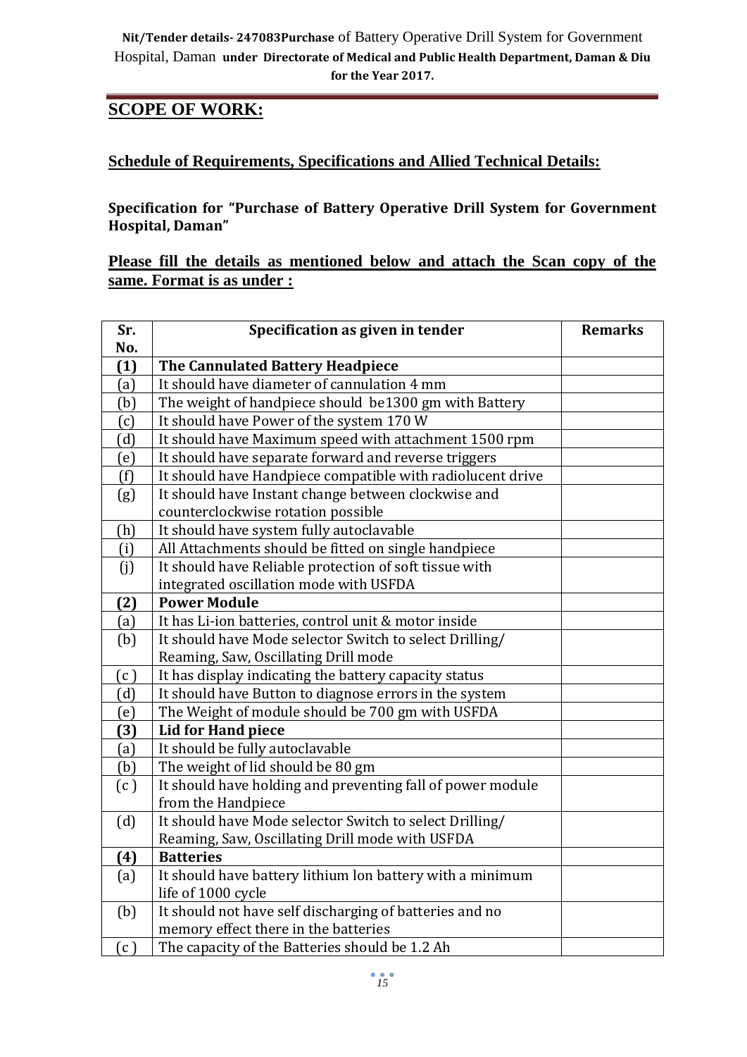**Nit/Tender details- 247083Purchase** of Battery Operative Drill System for Government Hospital, Daman **under Directorate of Medical and Public Health Department, Daman & Diu for the Year 2017.**

## SCOPE OF WORK:

**Schedule of Requirements, Specifications and Allied Technical Details:**

**Specification for "Purchase of Battery Operative Drill System for Government Hospital, Daman"**

**Please fill the details as mentioned below and attach the Scan copy of the same. Format is as under :**

| Sr. No. | Specification as given in tender | Remarks |
|---|---|---|
| **(1)** | **The Cannulated Battery Headpiece** | |
| (a) | It should have diameter of cannulation 4 mm | |
| (b) | The weight of handpiece should be1300 gm with Battery | |
| (c) | It should have Power of the system 170 W | |
| (d) | It should have Maximum speed with attachment 1500 rpm | |
| (e) | It should have separate forward and reverse triggers | |
| (f) | It should have Handpiece compatible with radiolucent drive | |
| (g) | It should have Instant change between clockwise and counterclockwise rotation possible | |
| (h) | It should have system fully autoclavable | |
| (i) | All Attachments should be fitted on single handpiece | |
| (j) | It should have Reliable protection of soft tissue with integrated oscillation mode with USFDA | |
| **(2)** | **Power Module** | |
| (a) | It has Li-ion batteries, control unit & motor inside | |
| (b) | It should have Mode selector Switch to select Drilling/ Reaming, Saw, Oscillating Drill mode | |
| (c ) | It has display indicating the battery capacity status | |
| (d) | It should have Button to diagnose errors in the system | |
| (e) | The Weight of module should be 700 gm with USFDA | |
| **(3)** | **Lid for Hand piece** | |
| (a) | It should be fully autoclavable | |
| (b) | The weight of lid should be 80 gm | |
| (c ) | It should have holding and preventing fall of power module from the Handpiece | |
| (d) | It should have Mode selector Switch to select Drilling/ Reaming, Saw, Oscillating Drill mode with USFDA | |
| **(4)** | **Batteries** | |
| (a) | It should have battery lithium Ion battery with a minimum life of 1000 cycle | |
| (b) | It should not have self discharging of batteries and no memory effect there in the batteries | |
| (c ) | The capacity of the Batteries should be 1.2 Ah | |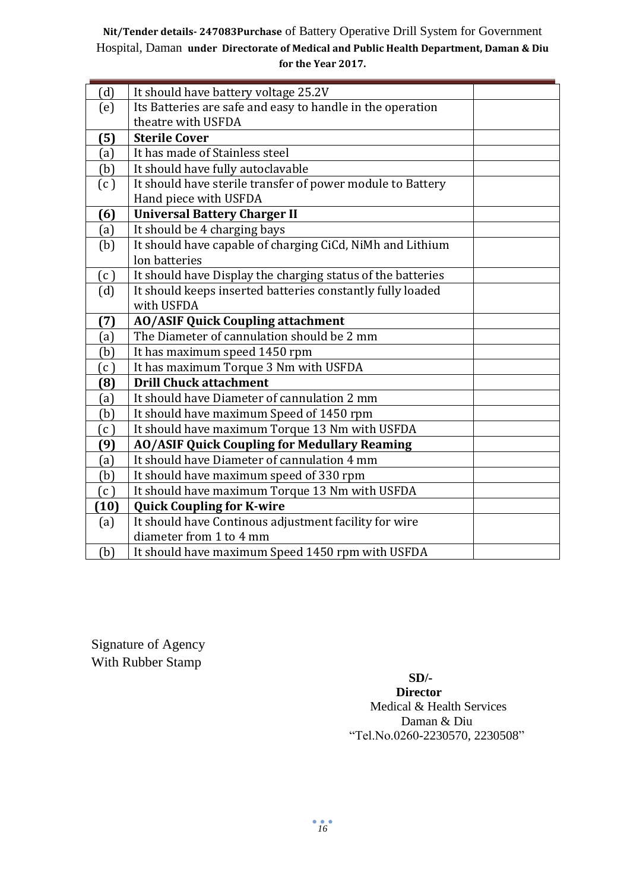**Nit/Tender details- 247083Purchase** of Battery Operative Drill System for Government Hospital, Daman **under Directorate of Medical and Public Health Department, Daman & Diu for the Year 2017.**

| | | |
|---|---|---|
| (d) | It should have battery voltage 25.2V | |
| (e) | Its Batteries are safe and easy to handle in the operation theatre with USFDA | |
| **(5)** | **Sterile Cover** | |
| (a) | It has made of Stainless steel | |
| (b) | It should have fully autoclavable | |
| (c ) | It should have sterile transfer of power module to Battery Hand piece with USFDA | |
| **(6)** | **Universal Battery Charger II** | |
| (a) | It should be 4 charging bays | |
| (b) | It should have capable of charging CiCd, NiMh and Lithium lon batteries | |
| (c ) | It should have Display the charging status of the batteries | |
| (d) | It should keeps inserted batteries constantly fully loaded with USFDA | |
| **(7)** | **AO/ASIF Quick Coupling attachment** | |
| (a) | The Diameter of cannulation should be 2 mm | |
| (b) | It has maximum speed 1450 rpm | |
| (c ) | It has maximum Torque 3 Nm with USFDA | |
| **(8)** | **Drill Chuck attachment** | |
| (a) | It should have Diameter of cannulation 2 mm | |
| (b) | It should have maximum Speed of 1450 rpm | |
| (c ) | It should have maximum Torque 13 Nm with USFDA | |
| **(9)** | **AO/ASIF Quick Coupling for Medullary Reaming** | |
| (a) | It should have Diameter of cannulation 4 mm | |
| (b) | It should have maximum speed of 330 rpm | |
| (c ) | It should have maximum Torque 13 Nm with USFDA | |
| **(10)** | **Quick Coupling for K-wire** | |
| (a) | It should have Continous adjustment facility for wire diameter from 1 to 4 mm | |
| (b) | It should have maximum Speed 1450 rpm with USFDA | |

Signature of Agency
With Rubber Stamp

**SD/-**
**Director**
Medical & Health Services
Daman & Diu
"Tel.No.0260-2230570, 2230508"